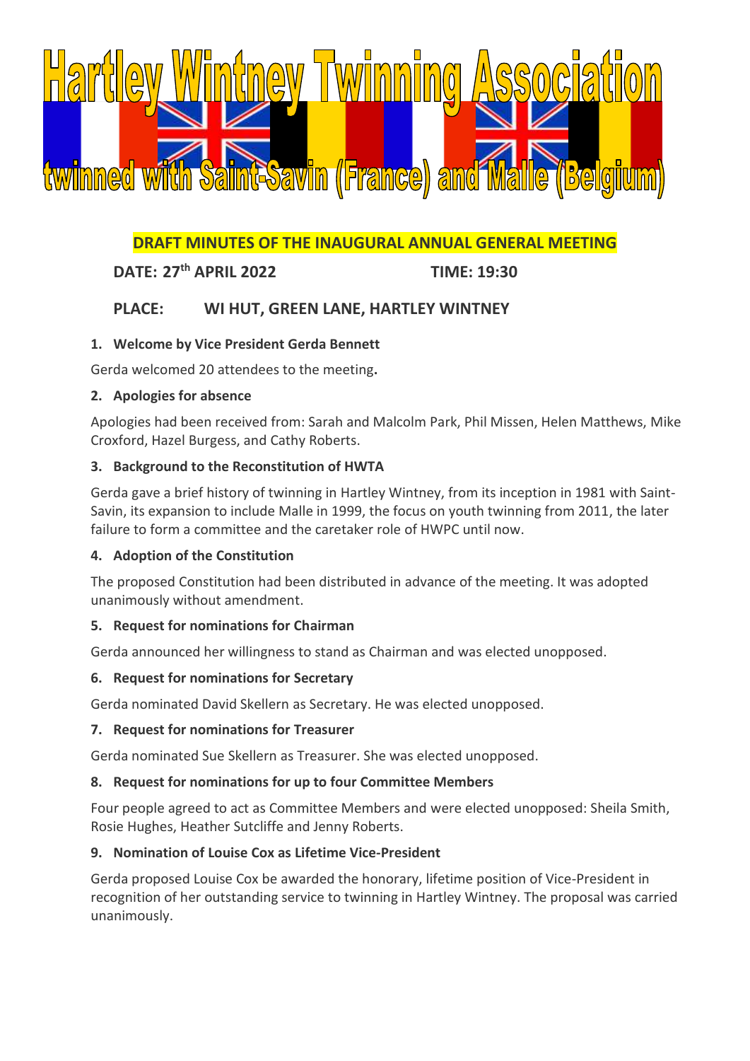# Hartley Wintney Twinning Association

## twinned with Saint-Savin (France) and Malle (Belgium)

**DRAFT MINUTES OF THE INAUGURAL ANNUAL GENERAL MEETING**

**DATE: 27th APRIL 2022** **TIME: 19:30**

**PLACE: WI HUT, GREEN LANE, HARTLEY WINTNEY**

1. **Welcome by Vice President Gerda Bennett**

Gerda welcomed 20 attendees to the meeting.

2. **Apologies for absence**

Apologies had been received from: Sarah and Malcolm Park, Phil Missen, Helen Matthews, Mike Croxford, Hazel Burgess, and Cathy Roberts.

3. **Background to the Reconstitution of HWTA**

Gerda gave a brief history of twinning in Hartley Wintney, from its inception in 1981 with Saint-Savin, its expansion to include Malle in 1999, the focus on youth twinning from 2011, the later failure to form a committee and the caretaker role of HWPC until now.

4. **Adoption of the Constitution**

The proposed Constitution had been distributed in advance of the meeting. It was adopted unanimously without amendment.

5. **Request for nominations for Chairman**

Gerda announced her willingness to stand as Chairman and was elected unopposed.

6. **Request for nominations for Secretary**

Gerda nominated David Skellern as Secretary. He was elected unopposed.

7. **Request for nominations for Treasurer**

Gerda nominated Sue Skellern as Treasurer. She was elected unopposed.

8. **Request for nominations for up to four Committee Members**

Four people agreed to act as Committee Members and were elected unopposed: Sheila Smith, Rosie Hughes, Heather Sutcliffe and Jenny Roberts.

9. **Nomination of Louise Cox as Lifetime Vice-President**

Gerda proposed Louise Cox be awarded the honorary, lifetime position of Vice-President in recognition of her outstanding service to twinning in Hartley Wintney. The proposal was carried unanimously.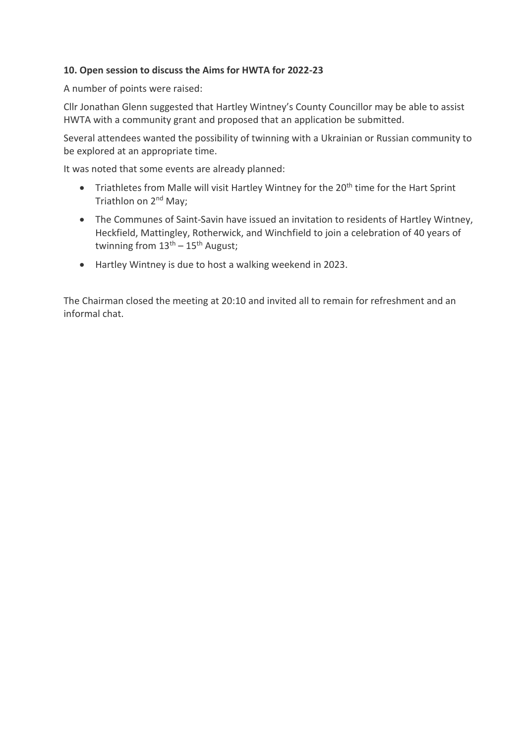**10. Open session to discuss the Aims for HWTA for 2022-23**

A number of points were raised:

Cllr Jonathan Glenn suggested that Hartley Wintney's County Councillor may be able to assist HWTA with a community grant and proposed that an application be submitted.

Several attendees wanted the possibility of twinning with a Ukrainian or Russian community to be explored at an appropriate time.

It was noted that some events are already planned:

- Triathletes from Malle will visit Hartley Wintney for the 20th time for the Hart Sprint Triathlon on 2nd May;
- The Communes of Saint-Savin have issued an invitation to residents of Hartley Wintney, Heckfield, Mattingley, Rotherwick, and Winchfield to join a celebration of 40 years of twinning from 13th – 15th August;
- Hartley Wintney is due to host a walking weekend in 2023.

The Chairman closed the meeting at 20:10 and invited all to remain for refreshment and an informal chat.